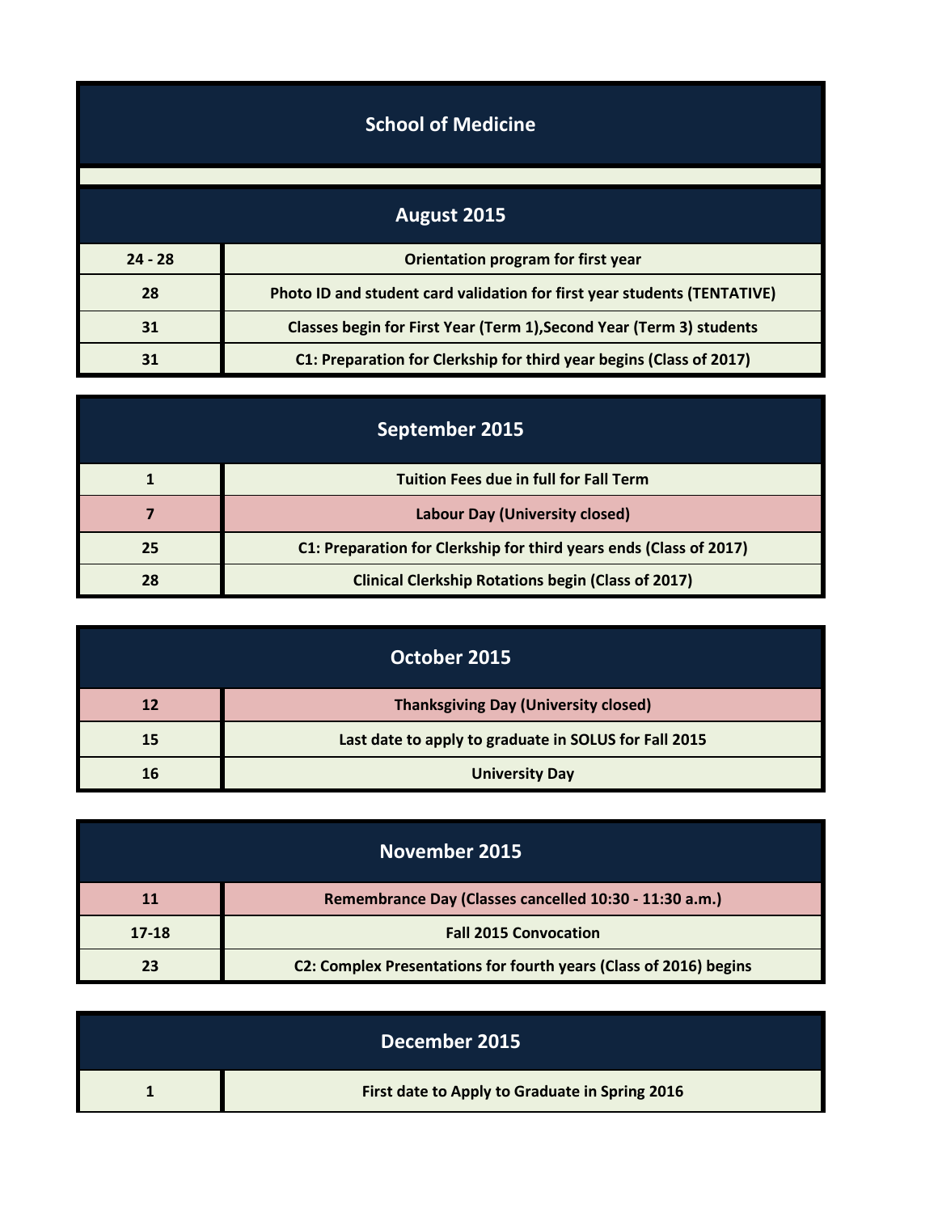# School of Medicine

## August 2015

| Date | Event |
|---|---|
| 24 - 28 | Orientation program for first year |
| 28 | Photo ID and student card validation for first year students (TENTATIVE) |
| 31 | Classes begin for First Year (Term 1),Second Year (Term 3) students |
| 31 | C1: Preparation for Clerkship for third year begins (Class of 2017) |

## September 2015

| Date | Event |
|---|---|
| 1 | Tuition Fees due in full for Fall Term |
| 7 | Labour Day (University closed) |
| 25 | C1: Preparation for Clerkship for third years ends (Class of 2017) |
| 28 | Clinical Clerkship Rotations begin (Class of 2017) |

## October 2015

| Date | Event |
|---|---|
| 12 | Thanksgiving Day (University closed) |
| 15 | Last date to apply to graduate in SOLUS for Fall 2015 |
| 16 | University Day |

## November 2015

| Date | Event |
|---|---|
| 11 | Remembrance Day (Classes cancelled 10:30 - 11:30 a.m.) |
| 17-18 | Fall 2015 Convocation |
| 23 | C2: Complex Presentations for fourth years (Class of 2016) begins |

## December 2015

| Date | Event |
|---|---|
| 1 | First date to Apply to Graduate in Spring 2016 |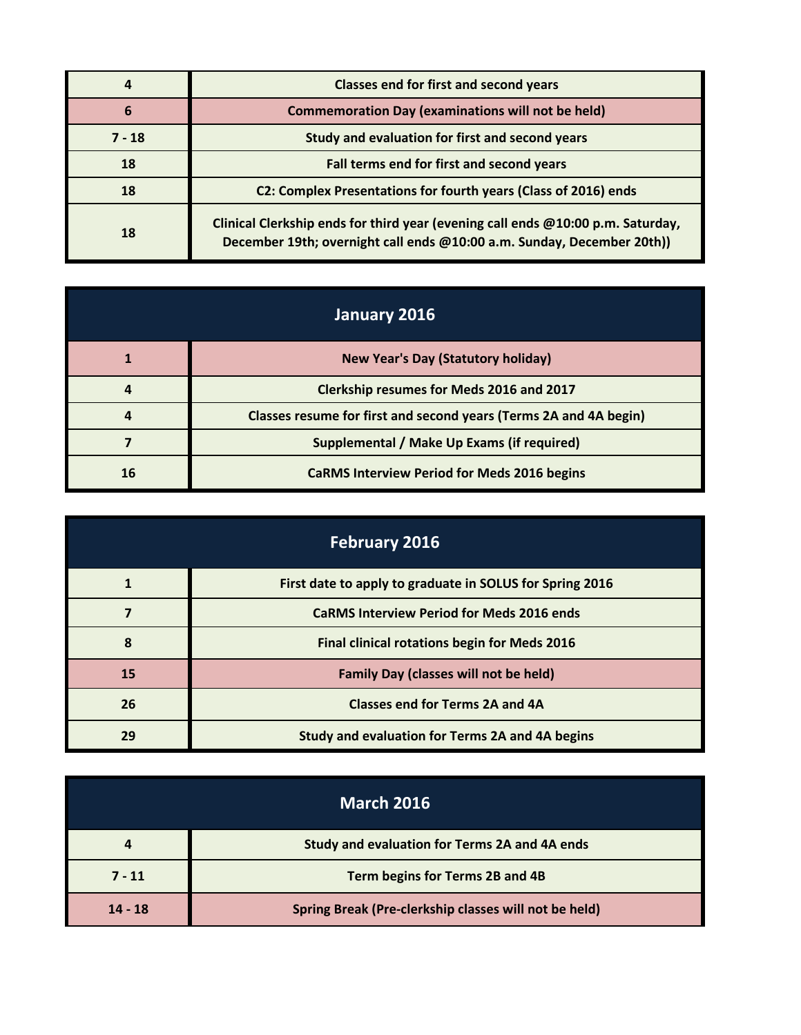| | |
|---|---|
| 4 | Classes end for first and second years |
| 6 | Commemoration Day (examinations will not be held) |
| 7 - 18 | Study and evaluation for first and second years |
| 18 | Fall terms end for first and second years |
| 18 | C2: Complex Presentations for fourth years (Class of 2016) ends |
| 18 | Clinical Clerkship ends for third year (evening call ends @10:00 p.m. Saturday, December 19th; overnight call ends @10:00 a.m. Sunday, December 20th)) |

## January 2016

| | |
|---|---|
| 1 | New Year's Day (Statutory holiday) |
| 4 | Clerkship resumes for Meds 2016 and 2017 |
| 4 | Classes resume for first and second years (Terms 2A and 4A begin) |
| 7 | Supplemental / Make Up Exams (if required) |
| 16 | CaRMS Interview Period for Meds 2016 begins |

## February 2016

| | |
|---|---|
| 1 | First date to apply to graduate in SOLUS for Spring 2016 |
| 7 | CaRMS Interview Period for Meds 2016 ends |
| 8 | Final clinical rotations begin for Meds 2016 |
| 15 | Family Day (classes will not be held) |
| 26 | Classes end for Terms 2A and 4A |
| 29 | Study and evaluation for Terms 2A and 4A begins |

## March 2016

| | |
|---|---|
| 4 | Study and evaluation for Terms 2A and 4A ends |
| 7 - 11 | Term begins for Terms 2B and 4B |
| 14 - 18 | Spring Break (Pre-clerkship classes will not be held) |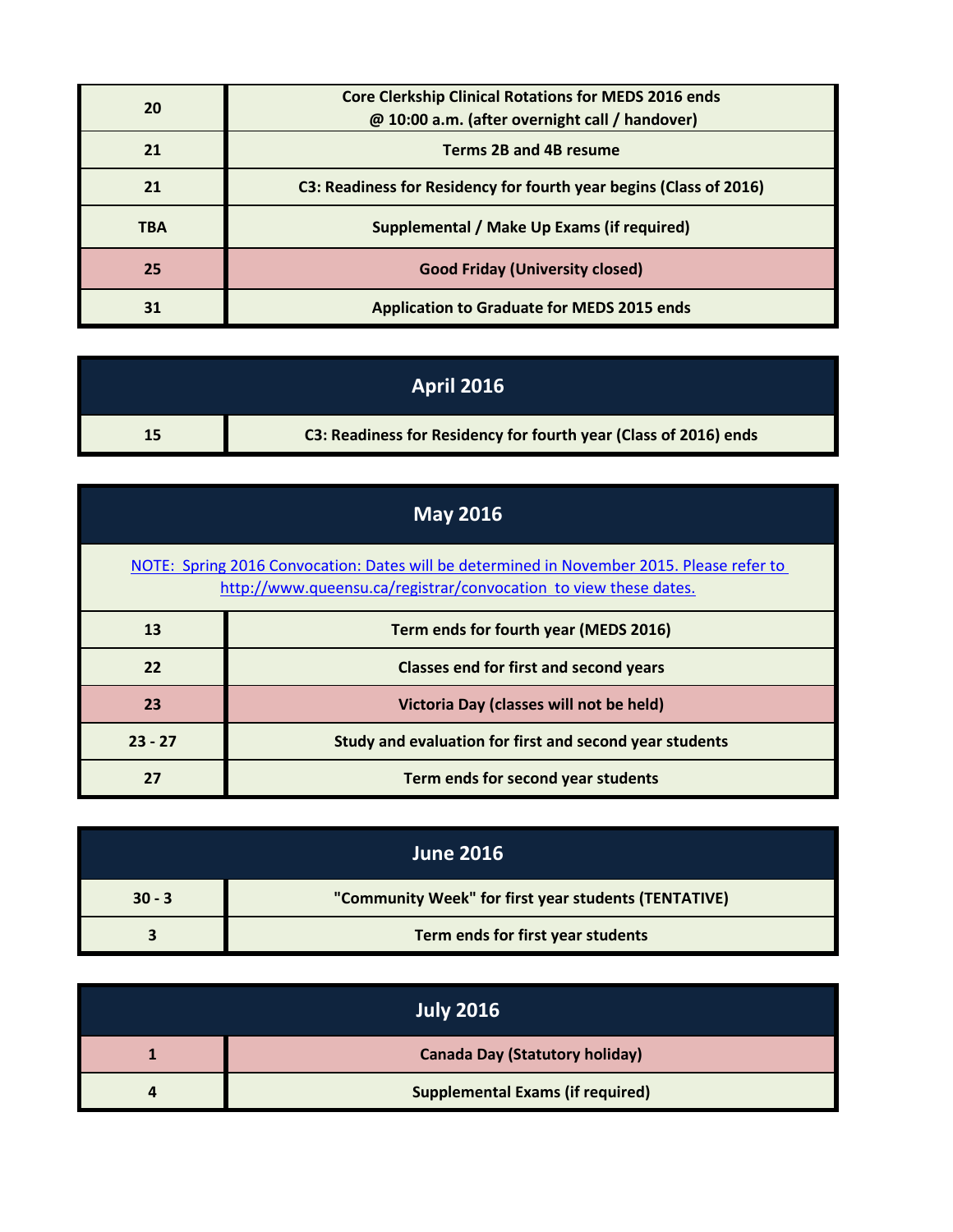| | |
|---|---|
| 20 | Core Clerkship Clinical Rotations for MEDS 2016 ends @ 10:00 a.m. (after overnight call / handover) |
| 21 | Terms 2B and 4B resume |
| 21 | C3: Readiness for Residency for fourth year begins (Class of 2016) |
| TBA | Supplemental / Make Up Exams (if required) |
| 25 | Good Friday (University closed) |
| 31 | Application to Graduate for MEDS 2015 ends |

## April 2016

| | |
|---|---|
| 15 | C3: Readiness for Residency for fourth year (Class of 2016) ends |

## May 2016

NOTE: Spring 2016 Convocation: Dates will be determined in November 2015. Please refer to http://www.queensu.ca/registrar/convocation to view these dates.

| | |
|---|---|
| 13 | Term ends for fourth year (MEDS 2016) |
| 22 | Classes end for first and second years |
| 23 | Victoria Day (classes will not be held) |
| 23 - 27 | Study and evaluation for first and second year students |
| 27 | Term ends for second year students |

## June 2016

| | |
|---|---|
| 30 - 3 | "Community Week" for first year students (TENTATIVE) |
| 3 | Term ends for first year students |

## July 2016

| | |
|---|---|
| 1 | Canada Day (Statutory holiday) |
| 4 | Supplemental Exams (if required) |